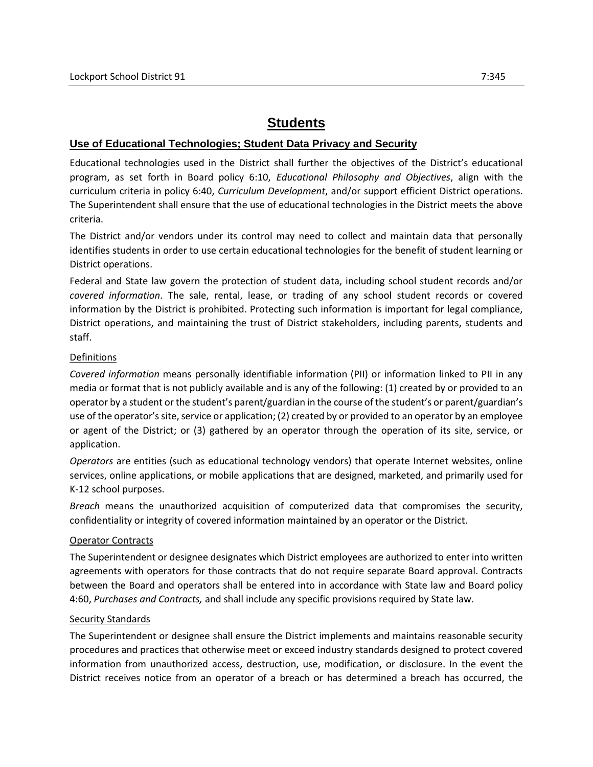# Students

## Use of Educational Technologies; Student Data Privacy and Security

Educational technologies used in the District shall further the objectives of the District's educational program, as set forth in Board policy 6:10, *Educational Philosophy and Objectives*, align with the curriculum criteria in policy 6:40, *Curriculum Development*, and/or support efficient District operations. The Superintendent shall ensure that the use of educational technologies in the District meets the above criteria.

The District and/or vendors under its control may need to collect and maintain data that personally identifies students in order to use certain educational technologies for the benefit of student learning or District operations.

Federal and State law govern the protection of student data, including school student records and/or *covered information*. The sale, rental, lease, or trading of any school student records or covered information by the District is prohibited. Protecting such information is important for legal compliance, District operations, and maintaining the trust of District stakeholders, including parents, students and staff.

### Definitions

*Covered information* means personally identifiable information (PII) or information linked to PII in any media or format that is not publicly available and is any of the following: (1) created by or provided to an operator by a student or the student's parent/guardian in the course of the student's or parent/guardian's use of the operator's site, service or application; (2) created by or provided to an operator by an employee or agent of the District; or (3) gathered by an operator through the operation of its site, service, or application.

*Operators* are entities (such as educational technology vendors) that operate Internet websites, online services, online applications, or mobile applications that are designed, marketed, and primarily used for K-12 school purposes.

*Breach* means the unauthorized acquisition of computerized data that compromises the security, confidentiality or integrity of covered information maintained by an operator or the District.

### Operator Contracts

The Superintendent or designee designates which District employees are authorized to enter into written agreements with operators for those contracts that do not require separate Board approval. Contracts between the Board and operators shall be entered into in accordance with State law and Board policy 4:60, *Purchases and Contracts,* and shall include any specific provisions required by State law.

### Security Standards

The Superintendent or designee shall ensure the District implements and maintains reasonable security procedures and practices that otherwise meet or exceed industry standards designed to protect covered information from unauthorized access, destruction, use, modification, or disclosure. In the event the District receives notice from an operator of a breach or has determined a breach has occurred, the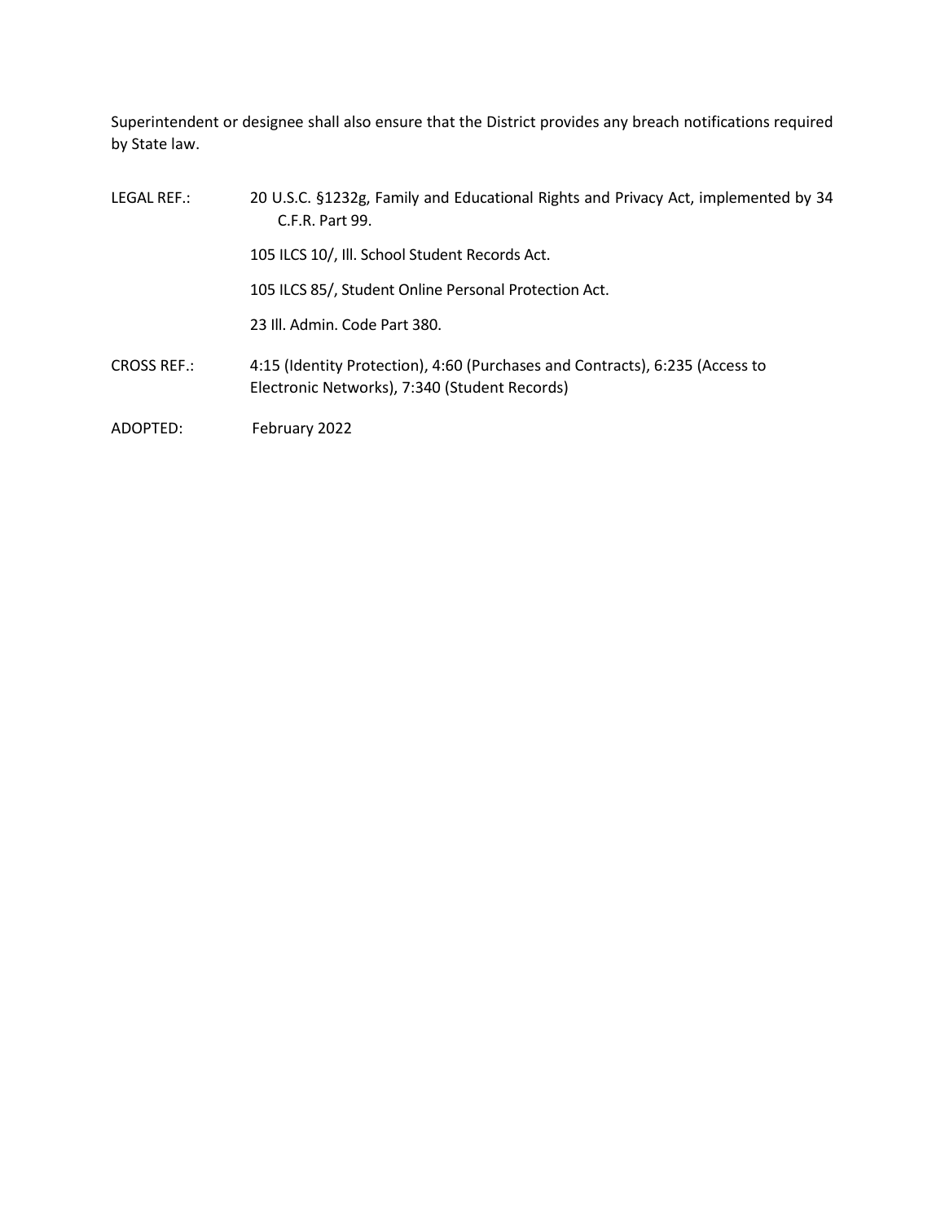Superintendent or designee shall also ensure that the District provides any breach notifications required by State law.

LEGAL REF.: 20 U.S.C. §1232g, Family and Educational Rights and Privacy Act, implemented by 34 C.F.R. Part 99.

105 ILCS 10/, Ill. School Student Records Act.

105 ILCS 85/, Student Online Personal Protection Act.

23 Ill. Admin. Code Part 380.

CROSS REF.: 4:15 (Identity Protection), 4:60 (Purchases and Contracts), 6:235 (Access to Electronic Networks), 7:340 (Student Records)

ADOPTED: February 2022